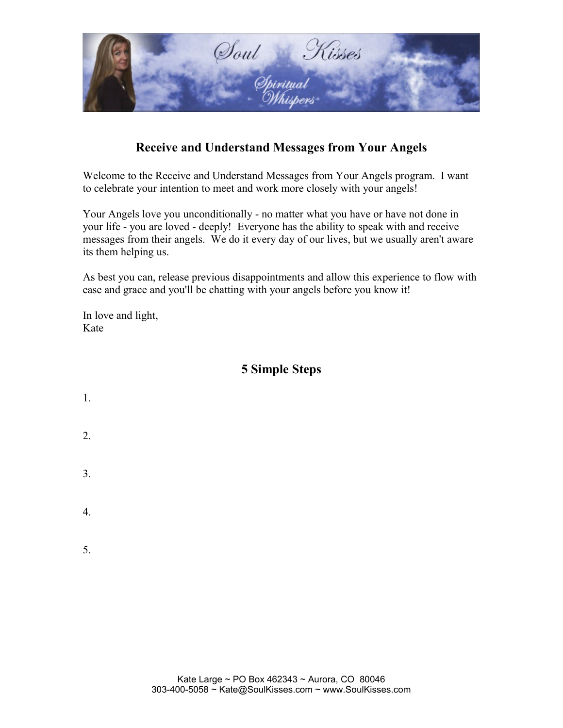# Receive and Understand Messages from Your Angels

Welcome to the Receive and Understand Messages from Your Angels program. I want to celebrate your intention to meet and work more closely with your angels!

Your Angels love you unconditionally - no matter what you have or have not done in your life - you are loved - deeply! Everyone has the ability to speak with and receive messages from their angels. We do it every day of our lives, but we usually aren't aware its them helping us.

As best you can, release previous disappointments and allow this experience to flow with ease and grace and you'll be chatting with your angels before you know it!

In love and light,
Kate

## 5 Simple Steps

1.

2.

3.

4.

5.

Kate Large ~ PO Box 462343 ~ Aurora, CO 80046
303-400-5058 ~ Kate@SoulKisses.com ~ www.SoulKisses.com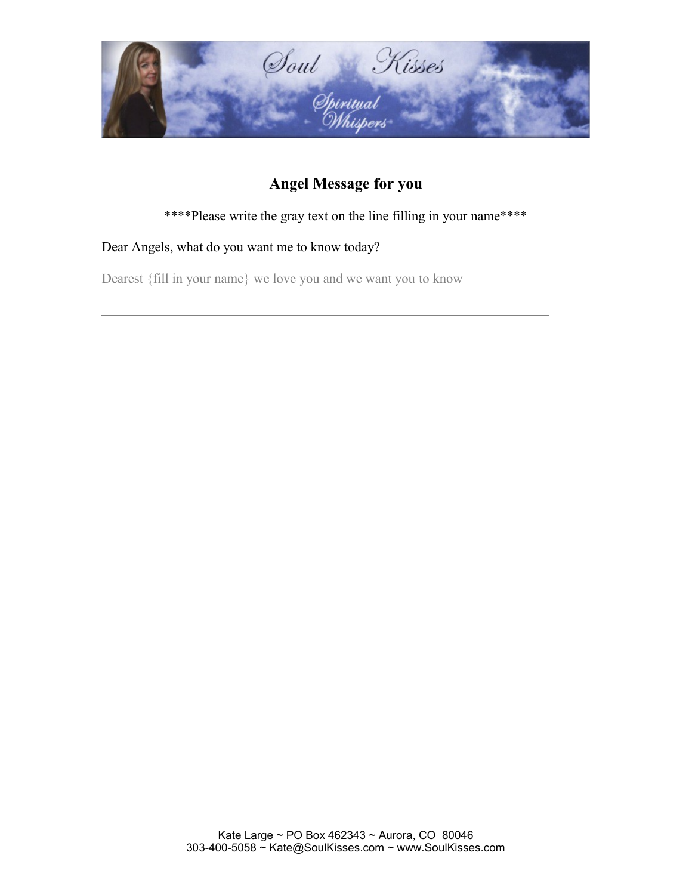## Angel Message for you

****Please write the gray text on the line filling in your name****

Dear Angels, what do you want me to know today?

Dearest {fill in your name} we love you and we want you to know

---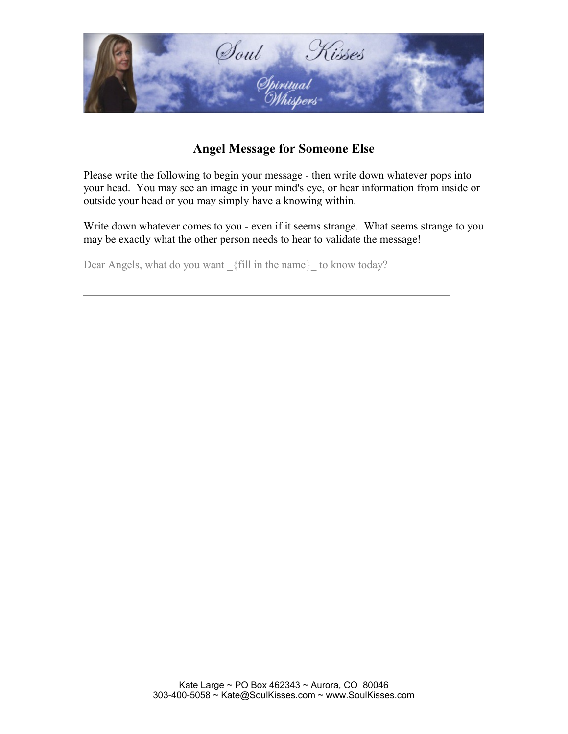## Angel Message for Someone Else

Please write the following to begin your message - then write down whatever pops into your head. You may see an image in your mind's eye, or hear information from inside or outside your head or you may simply have a knowing within.

Write down whatever comes to you - even if it seems strange. What seems strange to you may be exactly what the other person needs to hear to validate the message!

Dear Angels, what do you want _{fill in the name}_ to know today?

---

Kate Large ~ PO Box 462343 ~ Aurora, CO 80046
303-400-5058 ~ Kate@SoulKisses.com ~ www.SoulKisses.com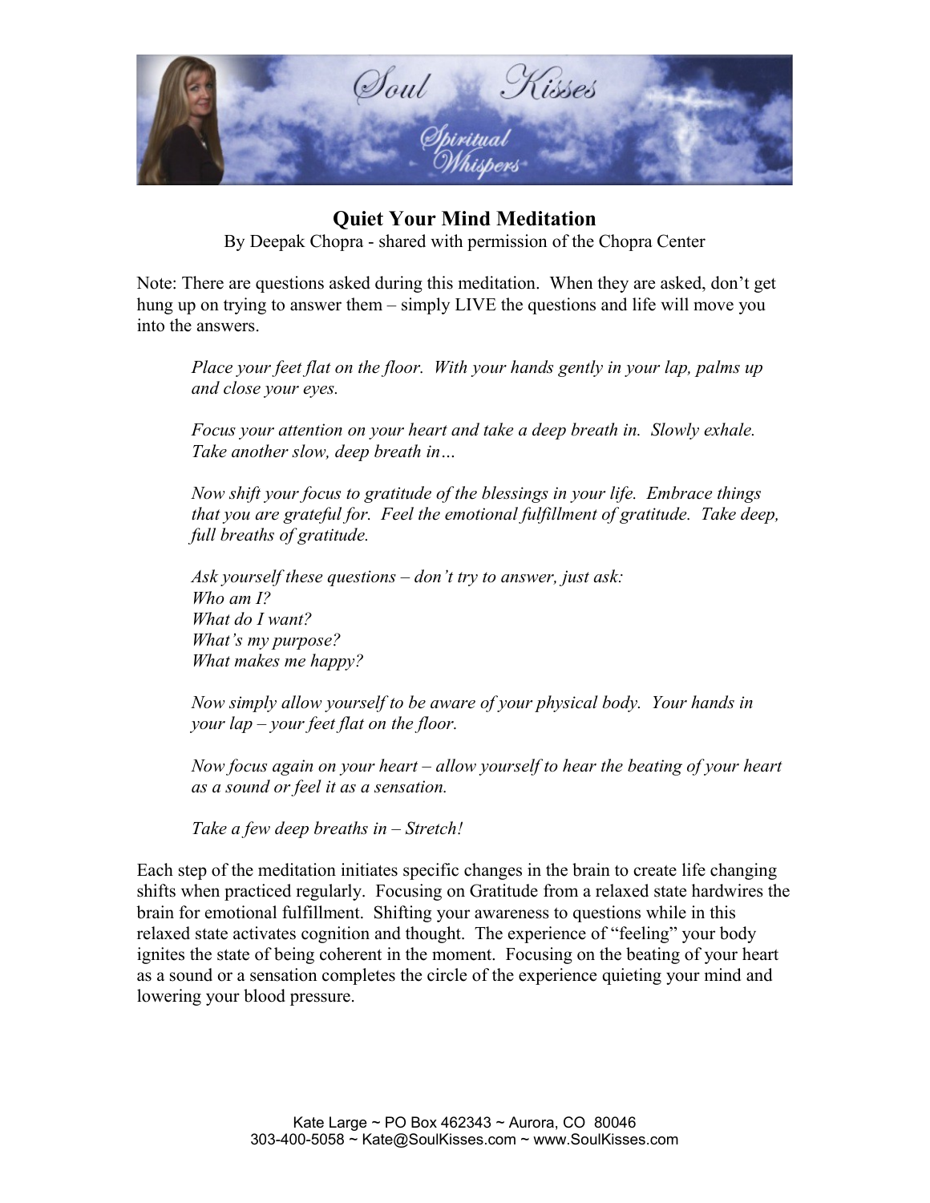## Quiet Your Mind Meditation

By Deepak Chopra - shared with permission of the Chopra Center

Note: There are questions asked during this meditation. When they are asked, don't get hung up on trying to answer them – simply LIVE the questions and life will move you into the answers.

> *Place your feet flat on the floor. With your hands gently in your lap, palms up and close your eyes.*
>
> *Focus your attention on your heart and take a deep breath in. Slowly exhale. Take another slow, deep breath in…*
>
> *Now shift your focus to gratitude of the blessings in your life. Embrace things that you are grateful for. Feel the emotional fulfillment of gratitude. Take deep, full breaths of gratitude.*
>
> *Ask yourself these questions – don't try to answer, just ask:*
> *Who am I?*
> *What do I want?*
> *What's my purpose?*
> *What makes me happy?*
>
> *Now simply allow yourself to be aware of your physical body. Your hands in your lap – your feet flat on the floor.*
>
> *Now focus again on your heart – allow yourself to hear the beating of your heart as a sound or feel it as a sensation.*
>
> *Take a few deep breaths in – Stretch!*

Each step of the meditation initiates specific changes in the brain to create life changing shifts when practiced regularly. Focusing on Gratitude from a relaxed state hardwires the brain for emotional fulfillment. Shifting your awareness to questions while in this relaxed state activates cognition and thought. The experience of "feeling" your body ignites the state of being coherent in the moment. Focusing on the beating of your heart as a sound or a sensation completes the circle of the experience quieting your mind and lowering your blood pressure.